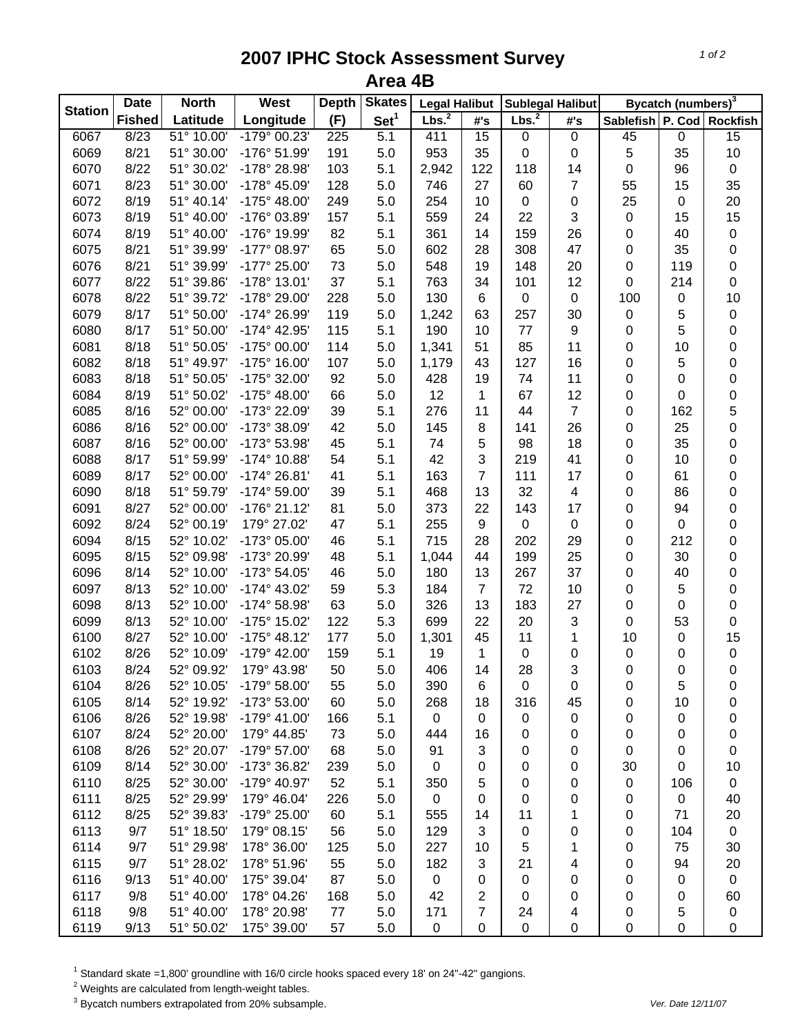# 2007 IPHC Stock Assessment Survey
## Area 4B

| Station | Date | North | West | Depth | Skates | Legal Halibut | | Sublegal Halibut | | Bycatch (numbers)[3] | | |
|---|---|---|---|---|---|---|---|---|---|---|---|---|
| | Fished | Latitude | Longitude | (F) | Set[1] | Lbs.[2] | #'s | Lbs.[2] | #'s | Sablefish | P. Cod | Rockfish |
| 6067 | 8/23 | 51° 10.00' | -179° 00.23' | 225 | 5.1 | 411 | 15 | 0 | 0 | 45 | 0 | 15 |
| 6069 | 8/21 | 51° 30.00' | -176° 51.99' | 191 | 5.0 | 953 | 35 | 0 | 0 | 5 | 35 | 10 |
| 6070 | 8/22 | 51° 30.02' | -178° 28.98' | 103 | 5.1 | 2,942 | 122 | 118 | 14 | 0 | 96 | 0 |
| 6071 | 8/23 | 51° 30.00' | -178° 45.09' | 128 | 5.0 | 746 | 27 | 60 | 7 | 55 | 15 | 35 |
| 6072 | 8/19 | 51° 40.14' | -175° 48.00' | 249 | 5.0 | 254 | 10 | 0 | 0 | 25 | 0 | 20 |
| 6073 | 8/19 | 51° 40.00' | -176° 03.89' | 157 | 5.1 | 559 | 24 | 22 | 3 | 0 | 15 | 15 |
| 6074 | 8/19 | 51° 40.00' | -176° 19.99' | 82 | 5.1 | 361 | 14 | 159 | 26 | 0 | 40 | 0 |
| 6075 | 8/21 | 51° 39.99' | -177° 08.97' | 65 | 5.0 | 602 | 28 | 308 | 47 | 0 | 35 | 0 |
| 6076 | 8/21 | 51° 39.99' | -177° 25.00' | 73 | 5.0 | 548 | 19 | 148 | 20 | 0 | 119 | 0 |
| 6077 | 8/22 | 51° 39.86' | -178° 13.01' | 37 | 5.1 | 763 | 34 | 101 | 12 | 0 | 214 | 0 |
| 6078 | 8/22 | 51° 39.72' | -178° 29.00' | 228 | 5.0 | 130 | 6 | 0 | 0 | 100 | 0 | 10 |
| 6079 | 8/17 | 51° 50.00' | -174° 26.99' | 119 | 5.0 | 1,242 | 63 | 257 | 30 | 0 | 5 | 0 |
| 6080 | 8/17 | 51° 50.00' | -174° 42.95' | 115 | 5.1 | 190 | 10 | 77 | 9 | 0 | 5 | 0 |
| 6081 | 8/18 | 51° 50.05' | -175° 00.00' | 114 | 5.0 | 1,341 | 51 | 85 | 11 | 0 | 10 | 0 |
| 6082 | 8/18 | 51° 49.97' | -175° 16.00' | 107 | 5.0 | 1,179 | 43 | 127 | 16 | 0 | 5 | 0 |
| 6083 | 8/18 | 51° 50.05' | -175° 32.00' | 92 | 5.0 | 428 | 19 | 74 | 11 | 0 | 0 | 0 |
| 6084 | 8/19 | 51° 50.02' | -175° 48.00' | 66 | 5.0 | 12 | 1 | 67 | 12 | 0 | 0 | 0 |
| 6085 | 8/16 | 52° 00.00' | -173° 22.09' | 39 | 5.1 | 276 | 11 | 44 | 7 | 0 | 162 | 5 |
| 6086 | 8/16 | 52° 00.00' | -173° 38.09' | 42 | 5.0 | 145 | 8 | 141 | 26 | 0 | 25 | 0 |
| 6087 | 8/16 | 52° 00.00' | -173° 53.98' | 45 | 5.1 | 74 | 5 | 98 | 18 | 0 | 35 | 0 |
| 6088 | 8/17 | 51° 59.99' | -174° 10.88' | 54 | 5.1 | 42 | 3 | 219 | 41 | 0 | 10 | 0 |
| 6089 | 8/17 | 52° 00.00' | -174° 26.81' | 41 | 5.1 | 163 | 7 | 111 | 17 | 0 | 61 | 0 |
| 6090 | 8/18 | 51° 59.79' | -174° 59.00' | 39 | 5.1 | 468 | 13 | 32 | 4 | 0 | 86 | 0 |
| 6091 | 8/27 | 52° 00.00' | -176° 21.12' | 81 | 5.0 | 373 | 22 | 143 | 17 | 0 | 94 | 0 |
| 6092 | 8/24 | 52° 00.19' | 179° 27.02' | 47 | 5.1 | 255 | 9 | 0 | 0 | 0 | 0 | 0 |
| 6094 | 8/15 | 52° 10.02' | -173° 05.00' | 46 | 5.1 | 715 | 28 | 202 | 29 | 0 | 212 | 0 |
| 6095 | 8/15 | 52° 09.98' | -173° 20.99' | 48 | 5.1 | 1,044 | 44 | 199 | 25 | 0 | 30 | 0 |
| 6096 | 8/14 | 52° 10.00' | -173° 54.05' | 46 | 5.0 | 180 | 13 | 267 | 37 | 0 | 40 | 0 |
| 6097 | 8/13 | 52° 10.00' | -174° 43.02' | 59 | 5.3 | 184 | 7 | 72 | 10 | 0 | 5 | 0 |
| 6098 | 8/13 | 52° 10.00' | -174° 58.98' | 63 | 5.0 | 326 | 13 | 183 | 27 | 0 | 0 | 0 |
| 6099 | 8/13 | 52° 10.00' | -175° 15.02' | 122 | 5.3 | 699 | 22 | 20 | 3 | 0 | 53 | 0 |
| 6100 | 8/27 | 52° 10.00' | -175° 48.12' | 177 | 5.0 | 1,301 | 45 | 11 | 1 | 10 | 0 | 15 |
| 6102 | 8/26 | 52° 10.09' | -179° 42.00' | 159 | 5.1 | 19 | 1 | 0 | 0 | 0 | 0 | 0 |
| 6103 | 8/24 | 52° 09.92' | 179° 43.98' | 50 | 5.0 | 406 | 14 | 28 | 3 | 0 | 0 | 0 |
| 6104 | 8/26 | 52° 10.05' | -179° 58.00' | 55 | 5.0 | 390 | 6 | 0 | 0 | 0 | 5 | 0 |
| 6105 | 8/14 | 52° 19.92' | -173° 53.00' | 60 | 5.0 | 268 | 18 | 316 | 45 | 0 | 10 | 0 |
| 6106 | 8/26 | 52° 19.98' | -179° 41.00' | 166 | 5.1 | 0 | 0 | 0 | 0 | 0 | 0 | 0 |
| 6107 | 8/24 | 52° 20.00' | 179° 44.85' | 73 | 5.0 | 444 | 16 | 0 | 0 | 0 | 0 | 0 |
| 6108 | 8/26 | 52° 20.07' | -179° 57.00' | 68 | 5.0 | 91 | 3 | 0 | 0 | 0 | 0 | 0 |
| 6109 | 8/14 | 52° 30.00' | -173° 36.82' | 239 | 5.0 | 0 | 0 | 0 | 0 | 30 | 0 | 10 |
| 6110 | 8/25 | 52° 30.00' | -179° 40.97' | 52 | 5.1 | 350 | 5 | 0 | 0 | 0 | 106 | 0 |
| 6111 | 8/25 | 52° 29.99' | 179° 46.04' | 226 | 5.0 | 0 | 0 | 0 | 0 | 0 | 0 | 40 |
| 6112 | 8/25 | 52° 39.83' | -179° 25.00' | 60 | 5.1 | 555 | 14 | 11 | 1 | 0 | 71 | 20 |
| 6113 | 9/7 | 51° 18.50' | 179° 08.15' | 56 | 5.0 | 129 | 3 | 0 | 0 | 0 | 104 | 0 |
| 6114 | 9/7 | 51° 29.98' | 178° 36.00' | 125 | 5.0 | 227 | 10 | 5 | 1 | 0 | 75 | 30 |
| 6115 | 9/7 | 51° 28.02' | 178° 51.96' | 55 | 5.0 | 182 | 3 | 21 | 4 | 0 | 94 | 20 |
| 6116 | 9/13 | 51° 40.00' | 175° 39.04' | 87 | 5.0 | 0 | 0 | 0 | 0 | 0 | 0 | 0 |
| 6117 | 9/8 | 51° 40.00' | 178° 04.26' | 168 | 5.0 | 42 | 2 | 0 | 0 | 0 | 0 | 60 |
| 6118 | 9/8 | 51° 40.00' | 178° 20.98' | 77 | 5.0 | 171 | 7 | 24 | 4 | 0 | 5 | 0 |
| 6119 | 9/13 | 51° 50.02' | 175° 39.00' | 57 | 5.0 | 0 | 0 | 0 | 0 | 0 | 0 | 0 |

[1] Standard skate =1,800' groundline with 16/0 circle hooks spaced every 18' on 24"-42" gangions.

[2] Weights are calculated from length-weight tables.

[3] Bycatch numbers extrapolated from 20% subsample.

Ver. Date 12/11/07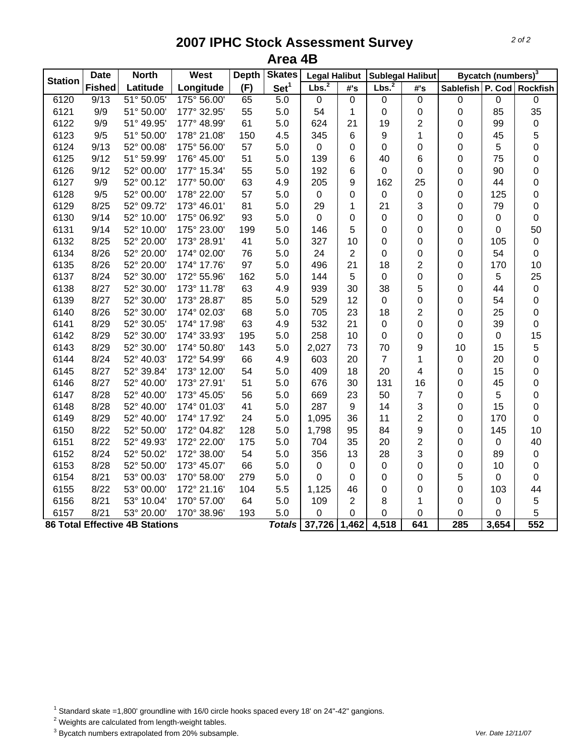# 2007 IPHC Stock Assessment Survey
## Area 4B

| Station | Date | North | West | Depth | Skates | Legal Halibut | | Sublegal Halibut | | Bycatch (numbers)[3] | | |
|---|---|---|---|---|---|---|---|---|---|---|---|---|
| | Fished | Latitude | Longitude | (F) | Set[1] | Lbs.[2] | #'s | Lbs.[2] | #'s | Sablefish | P. Cod | Rockfish |
| 6120 | 9/13 | 51° 50.05' | 175° 56.00' | 65 | 5.0 | 0 | 0 | 0 | 0 | 0 | 0 | 0 |
| 6121 | 9/9 | 51° 50.00' | 177° 32.95' | 55 | 5.0 | 54 | 1 | 0 | 0 | 0 | 85 | 35 |
| 6122 | 9/9 | 51° 49.95' | 177° 48.99' | 61 | 5.0 | 624 | 21 | 19 | 2 | 0 | 99 | 0 |
| 6123 | 9/5 | 51° 50.00' | 178° 21.08' | 150 | 4.5 | 345 | 6 | 9 | 1 | 0 | 45 | 5 |
| 6124 | 9/13 | 52° 00.08' | 175° 56.00' | 57 | 5.0 | 0 | 0 | 0 | 0 | 0 | 5 | 0 |
| 6125 | 9/12 | 51° 59.99' | 176° 45.00' | 51 | 5.0 | 139 | 6 | 40 | 6 | 0 | 75 | 0 |
| 6126 | 9/12 | 52° 00.00' | 177° 15.34' | 55 | 5.0 | 192 | 6 | 0 | 0 | 0 | 90 | 0 |
| 6127 | 9/9 | 52° 00.12' | 177° 50.00' | 63 | 4.9 | 205 | 9 | 162 | 25 | 0 | 44 | 0 |
| 6128 | 9/5 | 52° 00.00' | 178° 22.00' | 57 | 5.0 | 0 | 0 | 0 | 0 | 0 | 125 | 0 |
| 6129 | 8/25 | 52° 09.72' | 173° 46.01' | 81 | 5.0 | 29 | 1 | 21 | 3 | 0 | 79 | 0 |
| 6130 | 9/14 | 52° 10.00' | 175° 06.92' | 93 | 5.0 | 0 | 0 | 0 | 0 | 0 | 0 | 0 |
| 6131 | 9/14 | 52° 10.00' | 175° 23.00' | 199 | 5.0 | 146 | 5 | 0 | 0 | 0 | 0 | 50 |
| 6132 | 8/25 | 52° 20.00' | 173° 28.91' | 41 | 5.0 | 327 | 10 | 0 | 0 | 0 | 105 | 0 |
| 6134 | 8/26 | 52° 20.00' | 174° 02.00' | 76 | 5.0 | 24 | 2 | 0 | 0 | 0 | 54 | 0 |
| 6135 | 8/26 | 52° 20.00' | 174° 17.76' | 97 | 5.0 | 496 | 21 | 18 | 2 | 0 | 170 | 10 |
| 6137 | 8/24 | 52° 30.00' | 172° 55.96' | 162 | 5.0 | 144 | 5 | 0 | 0 | 0 | 5 | 25 |
| 6138 | 8/27 | 52° 30.00' | 173° 11.78' | 63 | 4.9 | 939 | 30 | 38 | 5 | 0 | 44 | 0 |
| 6139 | 8/27 | 52° 30.00' | 173° 28.87' | 85 | 5.0 | 529 | 12 | 0 | 0 | 0 | 54 | 0 |
| 6140 | 8/26 | 52° 30.00' | 174° 02.03' | 68 | 5.0 | 705 | 23 | 18 | 2 | 0 | 25 | 0 |
| 6141 | 8/29 | 52° 30.05' | 174° 17.98' | 63 | 4.9 | 532 | 21 | 0 | 0 | 0 | 39 | 0 |
| 6142 | 8/29 | 52° 30.00' | 174° 33.93' | 195 | 5.0 | 258 | 10 | 0 | 0 | 0 | 0 | 15 |
| 6143 | 8/29 | 52° 30.00' | 174° 50.80' | 143 | 5.0 | 2,027 | 73 | 70 | 9 | 10 | 15 | 5 |
| 6144 | 8/24 | 52° 40.03' | 172° 54.99' | 66 | 4.9 | 603 | 20 | 7 | 1 | 0 | 20 | 0 |
| 6145 | 8/27 | 52° 39.84' | 173° 12.00' | 54 | 5.0 | 409 | 18 | 20 | 4 | 0 | 15 | 0 |
| 6146 | 8/27 | 52° 40.00' | 173° 27.91' | 51 | 5.0 | 676 | 30 | 131 | 16 | 0 | 45 | 0 |
| 6147 | 8/28 | 52° 40.00' | 173° 45.05' | 56 | 5.0 | 669 | 23 | 50 | 7 | 0 | 5 | 0 |
| 6148 | 8/28 | 52° 40.00' | 174° 01.03' | 41 | 5.0 | 287 | 9 | 14 | 3 | 0 | 15 | 0 |
| 6149 | 8/29 | 52° 40.00' | 174° 17.92' | 24 | 5.0 | 1,095 | 36 | 11 | 2 | 0 | 170 | 0 |
| 6150 | 8/22 | 52° 50.00' | 172° 04.82' | 128 | 5.0 | 1,798 | 95 | 84 | 9 | 0 | 145 | 10 |
| 6151 | 8/22 | 52° 49.93' | 172° 22.00' | 175 | 5.0 | 704 | 35 | 20 | 2 | 0 | 0 | 40 |
| 6152 | 8/24 | 52° 50.02' | 172° 38.00' | 54 | 5.0 | 356 | 13 | 28 | 3 | 0 | 89 | 0 |
| 6153 | 8/28 | 52° 50.00' | 173° 45.07' | 66 | 5.0 | 0 | 0 | 0 | 0 | 0 | 10 | 0 |
| 6154 | 8/21 | 53° 00.03' | 170° 58.00' | 279 | 5.0 | 0 | 0 | 0 | 0 | 5 | 0 | 0 |
| 6155 | 8/22 | 53° 00.00' | 172° 21.16' | 104 | 5.5 | 1,125 | 46 | 0 | 0 | 0 | 103 | 44 |
| 6156 | 8/21 | 53° 10.04' | 170° 57.00' | 64 | 5.0 | 109 | 2 | 8 | 1 | 0 | 0 | 5 |
| 6157 | 8/21 | 53° 20.00' | 170° 38.96' | 193 | 5.0 | 0 | 0 | 0 | 0 | 0 | 0 | 5 |
| **86 Total Effective 4B Stations** | | | | | ***Totals*** | **37,726** | **1,462** | **4,518** | **641** | **285** | **3,654** | **552** |

[1] Standard skate =1,800' groundline with 16/0 circle hooks spaced every 18' on 24"-42" gangions.

[2] Weights are calculated from length-weight tables.

[3] Bycatch numbers extrapolated from 20% subsample.

*Ver. Date 12/11/07*